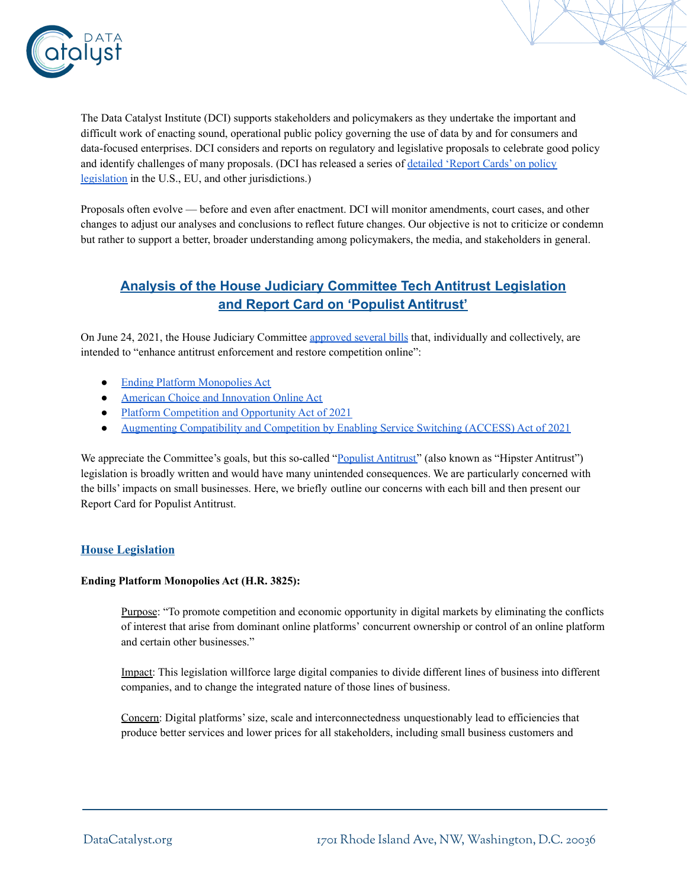The Data Catalyst Institute (DCI) supports stakeholders and policymakers as they undertake the important and difficult work of enacting sound, operational public policy governing the use of data by and for consumers and data-focused enterprises. DCI considers and reports on regulatory and legislative proposals to celebrate good policy and identify challenges of many proposals. (DCI has released a series of detailed 'Report Cards' on policy legislation in the U.S., EU, and other jurisdictions.)

Proposals often evolve — before and even after enactment. DCI will monitor amendments, court cases, and other changes to adjust our analyses and conclusions to reflect future changes. Our objective is not to criticize or condemn but rather to support a better, broader understanding among policymakers, the media, and stakeholders in general.

## Analysis of the House Judiciary Committee Tech Antitrust Legislation and Report Card on 'Populist Antitrust'

On June 24, 2021, the House Judiciary Committee approved several bills that, individually and collectively, are intended to "enhance antitrust enforcement and restore competition online":

- Ending Platform Monopolies Act
- American Choice and Innovation Online Act
- Platform Competition and Opportunity Act of 2021
- Augmenting Compatibility and Competition by Enabling Service Switching (ACCESS) Act of 2021

We appreciate the Committee's goals, but this so-called "Populist Antitrust" (also known as "Hipster Antitrust") legislation is broadly written and would have many unintended consequences. We are particularly concerned with the bills' impacts on small businesses. Here, we briefly outline our concerns with each bill and then present our Report Card for Populist Antitrust.

### House Legislation

**Ending Platform Monopolies Act (H.R. 3825):**

Purpose: "To promote competition and economic opportunity in digital markets by eliminating the conflicts of interest that arise from dominant online platforms' concurrent ownership or control of an online platform and certain other businesses."

Impact: This legislation willforce large digital companies to divide different lines of business into different companies, and to change the integrated nature of those lines of business.

Concern: Digital platforms' size, scale and interconnectedness unquestionably lead to efficiencies that produce better services and lower prices for all stakeholders, including small business customers and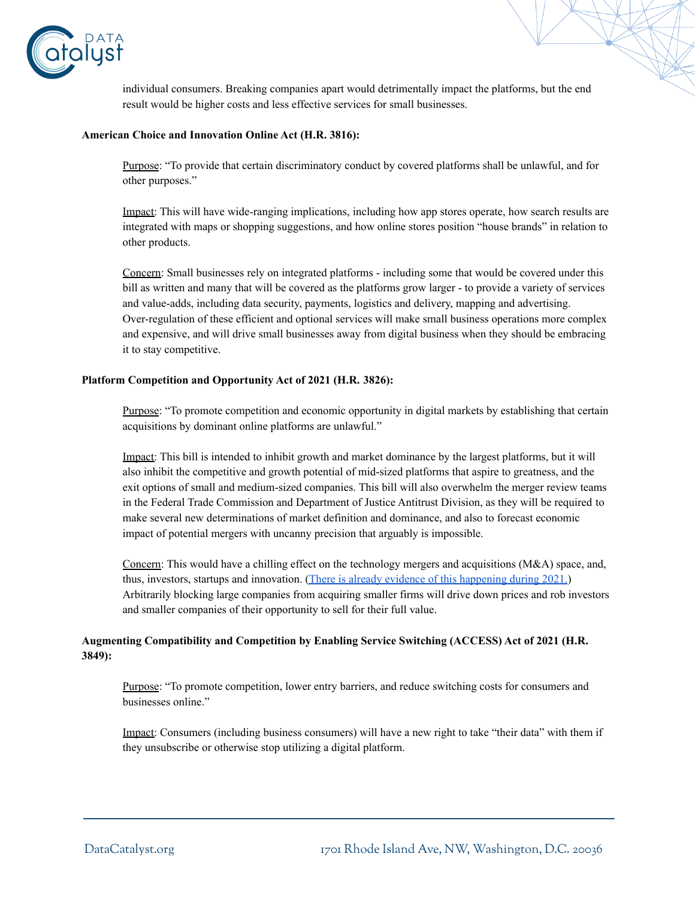individual consumers. Breaking companies apart would detrimentally impact the platforms, but the end result would be higher costs and less effective services for small businesses.

**American Choice and Innovation Online Act (H.R. 3816):**

Purpose: "To provide that certain discriminatory conduct by covered platforms shall be unlawful, and for other purposes."

Impact: This will have wide-ranging implications, including how app stores operate, how search results are integrated with maps or shopping suggestions, and how online stores position "house brands" in relation to other products.

Concern: Small businesses rely on integrated platforms - including some that would be covered under this bill as written and many that will be covered as the platforms grow larger - to provide a variety of services and value-adds, including data security, payments, logistics and delivery, mapping and advertising. Over-regulation of these efficient and optional services will make small business operations more complex and expensive, and will drive small businesses away from digital business when they should be embracing it to stay competitive.

**Platform Competition and Opportunity Act of 2021 (H.R. 3826):**

Purpose: "To promote competition and economic opportunity in digital markets by establishing that certain acquisitions by dominant online platforms are unlawful."

Impact: This bill is intended to inhibit growth and market dominance by the largest platforms, but it will also inhibit the competitive and growth potential of mid-sized platforms that aspire to greatness, and the exit options of small and medium-sized companies. This bill will also overwhelm the merger review teams in the Federal Trade Commission and Department of Justice Antitrust Division, as they will be required to make several new determinations of market definition and dominance, and also to forecast economic impact of potential mergers with uncanny precision that arguably is impossible.

Concern: This would have a chilling effect on the technology mergers and acquisitions (M&A) space, and, thus, investors, startups and innovation. (There is already evidence of this happening during 2021.) Arbitrarily blocking large companies from acquiring smaller firms will drive down prices and rob investors and smaller companies of their opportunity to sell for their full value.

**Augmenting Compatibility and Competition by Enabling Service Switching (ACCESS) Act of 2021 (H.R. 3849):**

Purpose: "To promote competition, lower entry barriers, and reduce switching costs for consumers and businesses online."

Impact: Consumers (including business consumers) will have a new right to take "their data" with them if they unsubscribe or otherwise stop utilizing a digital platform.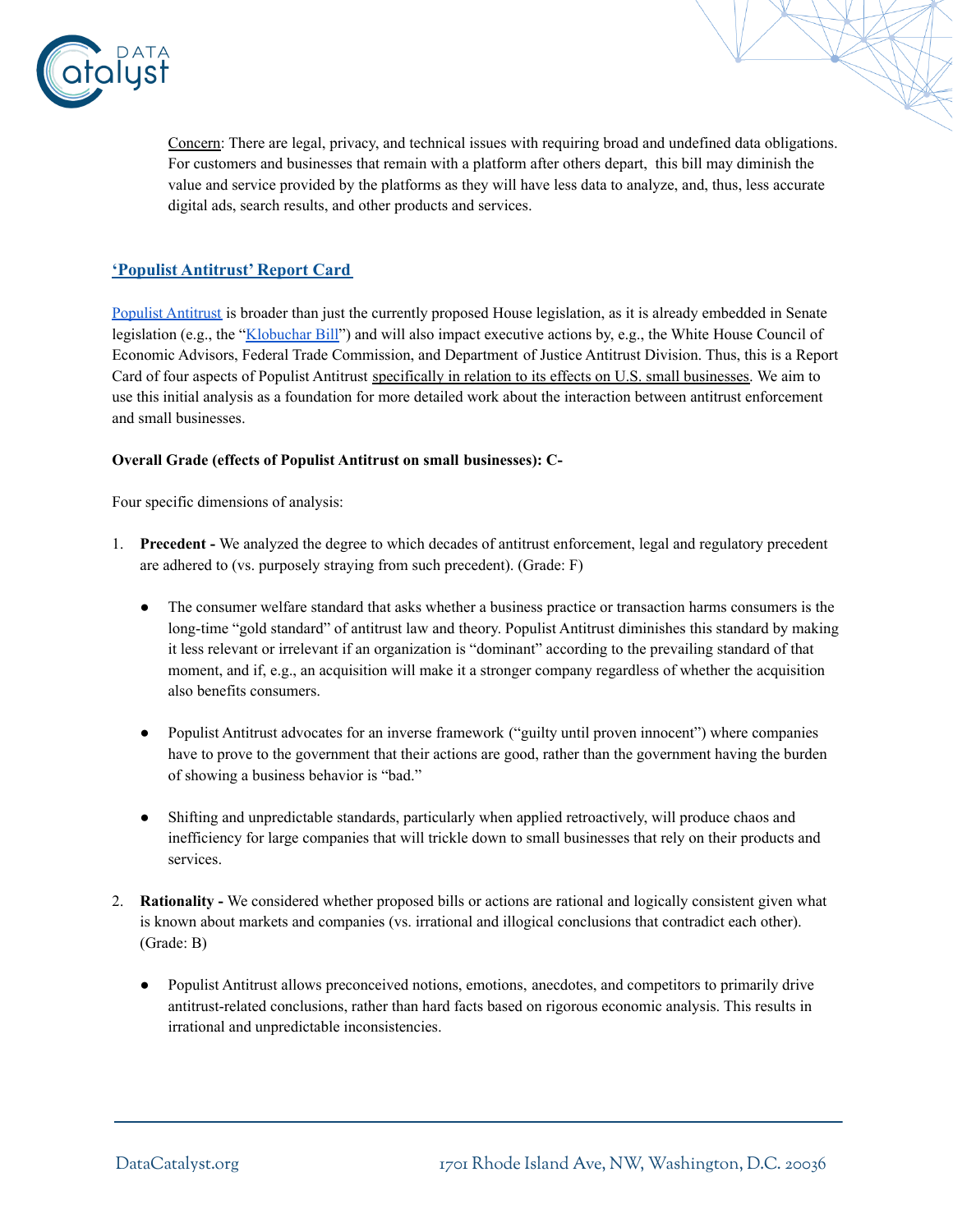Concern: There are legal, privacy, and technical issues with requiring broad and undefined data obligations. For customers and businesses that remain with a platform after others depart, this bill may diminish the value and service provided by the platforms as they will have less data to analyze, and, thus, less accurate digital ads, search results, and other products and services.

## 'Populist Antitrust' Report Card

Populist Antitrust is broader than just the currently proposed House legislation, as it is already embedded in Senate legislation (e.g., the "Klobuchar Bill") and will also impact executive actions by, e.g., the White House Council of Economic Advisors, Federal Trade Commission, and Department of Justice Antitrust Division. Thus, this is a Report Card of four aspects of Populist Antitrust specifically in relation to its effects on U.S. small businesses. We aim to use this initial analysis as a foundation for more detailed work about the interaction between antitrust enforcement and small businesses.

**Overall Grade (effects of Populist Antitrust on small businesses): C-**

Four specific dimensions of analysis:

1. **Precedent -** We analyzed the degree to which decades of antitrust enforcement, legal and regulatory precedent are adhered to (vs. purposely straying from such precedent). (Grade: F)

    - The consumer welfare standard that asks whether a business practice or transaction harms consumers is the long-time "gold standard" of antitrust law and theory. Populist Antitrust diminishes this standard by making it less relevant or irrelevant if an organization is "dominant" according to the prevailing standard of that moment, and if, e.g., an acquisition will make it a stronger company regardless of whether the acquisition also benefits consumers.

    - Populist Antitrust advocates for an inverse framework ("guilty until proven innocent") where companies have to prove to the government that their actions are good, rather than the government having the burden of showing a business behavior is "bad."

    - Shifting and unpredictable standards, particularly when applied retroactively, will produce chaos and inefficiency for large companies that will trickle down to small businesses that rely on their products and services.

2. **Rationality -** We considered whether proposed bills or actions are rational and logically consistent given what is known about markets and companies (vs. irrational and illogical conclusions that contradict each other). (Grade: B)

    - Populist Antitrust allows preconceived notions, emotions, anecdotes, and competitors to primarily drive antitrust-related conclusions, rather than hard facts based on rigorous economic analysis. This results in irrational and unpredictable inconsistencies.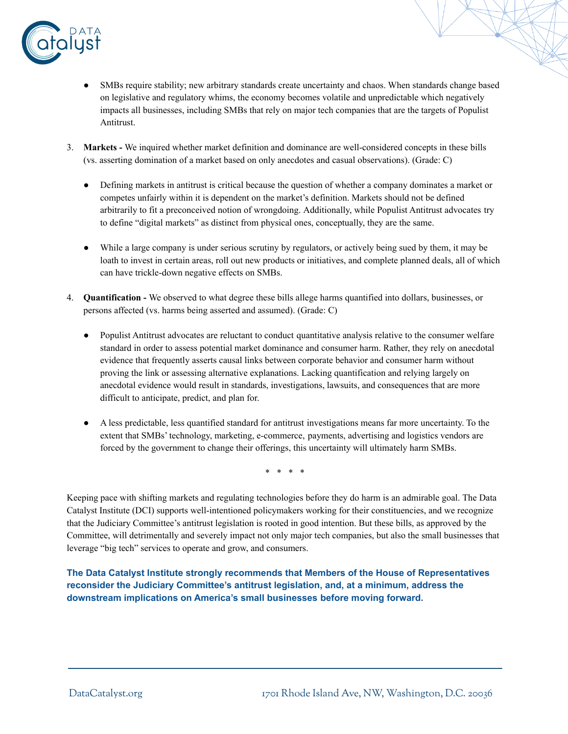- SMBs require stability; new arbitrary standards create uncertainty and chaos. When standards change based on legislative and regulatory whims, the economy becomes volatile and unpredictable which negatively impacts all businesses, including SMBs that rely on major tech companies that are the targets of Populist Antitrust.

3. **Markets -** We inquired whether market definition and dominance are well-considered concepts in these bills (vs. asserting domination of a market based on only anecdotes and casual observations). (Grade: C)

   - Defining markets in antitrust is critical because the question of whether a company dominates a market or competes unfairly within it is dependent on the market's definition. Markets should not be defined arbitrarily to fit a preconceived notion of wrongdoing. Additionally, while Populist Antitrust advocates try to define "digital markets" as distinct from physical ones, conceptually, they are the same.

   - While a large company is under serious scrutiny by regulators, or actively being sued by them, it may be loath to invest in certain areas, roll out new products or initiatives, and complete planned deals, all of which can have trickle-down negative effects on SMBs.

4. **Quantification -** We observed to what degree these bills allege harms quantified into dollars, businesses, or persons affected (vs. harms being asserted and assumed). (Grade: C)

   - Populist Antitrust advocates are reluctant to conduct quantitative analysis relative to the consumer welfare standard in order to assess potential market dominance and consumer harm. Rather, they rely on anecdotal evidence that frequently asserts causal links between corporate behavior and consumer harm without proving the link or assessing alternative explanations. Lacking quantification and relying largely on anecdotal evidence would result in standards, investigations, lawsuits, and consequences that are more difficult to anticipate, predict, and plan for.

   - A less predictable, less quantified standard for antitrust investigations means far more uncertainty. To the extent that SMBs' technology, marketing, e-commerce, payments, advertising and logistics vendors are forced by the government to change their offerings, this uncertainty will ultimately harm SMBs.

\* \* \* \*

Keeping pace with shifting markets and regulating technologies before they do harm is an admirable goal. The Data Catalyst Institute (DCI) supports well-intentioned policymakers working for their constituencies, and we recognize that the Judiciary Committee's antitrust legislation is rooted in good intention. But these bills, as approved by the Committee, will detrimentally and severely impact not only major tech companies, but also the small businesses that leverage "big tech" services to operate and grow, and consumers.

**The Data Catalyst Institute strongly recommends that Members of the House of Representatives reconsider the Judiciary Committee's antitrust legislation, and, at a minimum, address the downstream implications on America's small businesses before moving forward.**